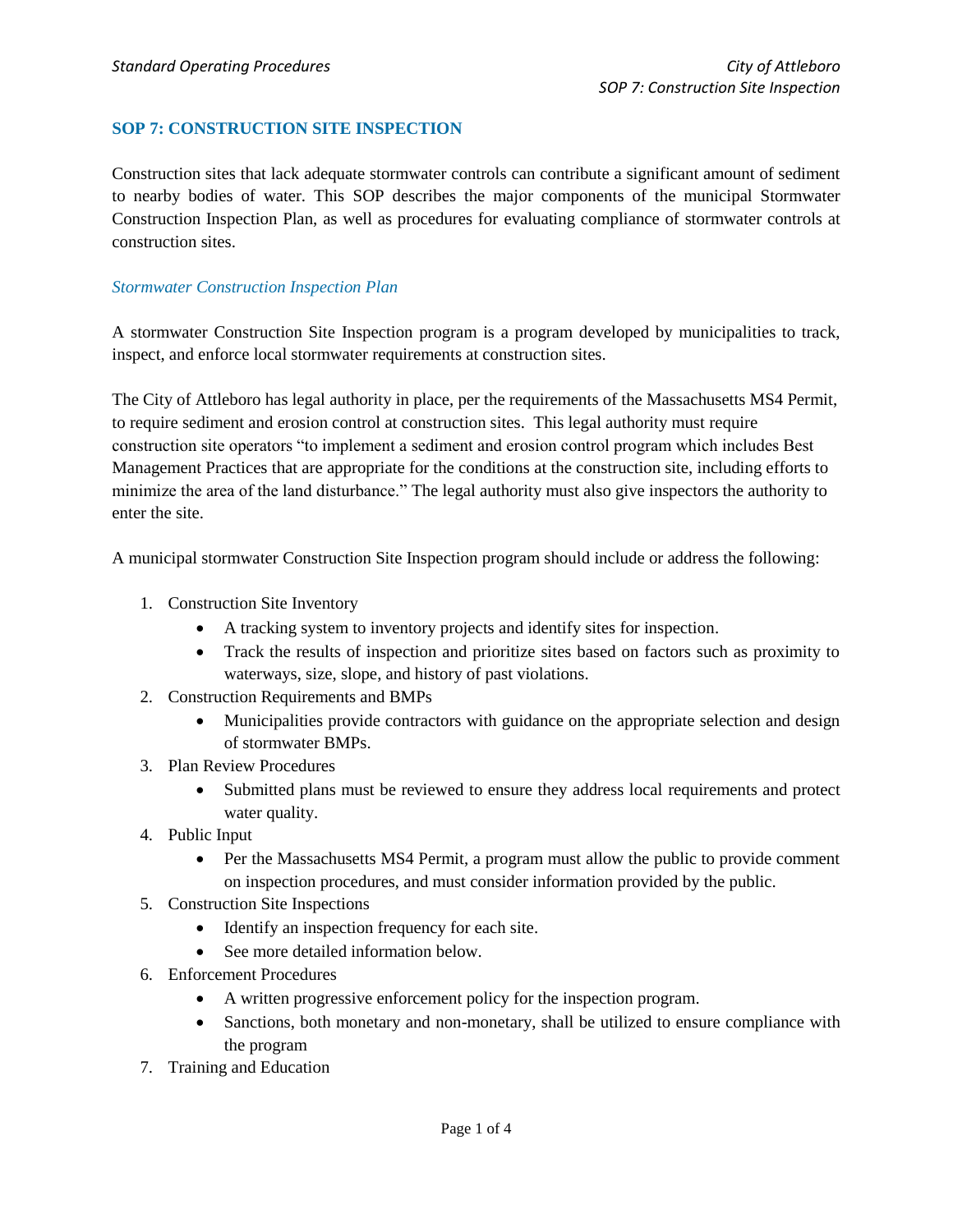## SOP 7: CONSTRUCTION SITE INSPECTION

Construction sites that lack adequate stormwater controls can contribute a significant amount of sediment to nearby bodies of water. This SOP describes the major components of the municipal Stormwater Construction Inspection Plan, as well as procedures for evaluating compliance of stormwater controls at construction sites.

### *Stormwater Construction Inspection Plan*

A stormwater Construction Site Inspection program is a program developed by municipalities to track, inspect, and enforce local stormwater requirements at construction sites.

The City of Attleboro has legal authority in place, per the requirements of the Massachusetts MS4 Permit, to require sediment and erosion control at construction sites. This legal authority must require construction site operators "to implement a sediment and erosion control program which includes Best Management Practices that are appropriate for the conditions at the construction site, including efforts to minimize the area of the land disturbance." The legal authority must also give inspectors the authority to enter the site.

A municipal stormwater Construction Site Inspection program should include or address the following:

1. Construction Site Inventory
   - A tracking system to inventory projects and identify sites for inspection.
   - Track the results of inspection and prioritize sites based on factors such as proximity to waterways, size, slope, and history of past violations.
2. Construction Requirements and BMPs
   - Municipalities provide contractors with guidance on the appropriate selection and design of stormwater BMPs.
3. Plan Review Procedures
   - Submitted plans must be reviewed to ensure they address local requirements and protect water quality.
4. Public Input
   - Per the Massachusetts MS4 Permit, a program must allow the public to provide comment on inspection procedures, and must consider information provided by the public.
5. Construction Site Inspections
   - Identify an inspection frequency for each site.
   - See more detailed information below.
6. Enforcement Procedures
   - A written progressive enforcement policy for the inspection program.
   - Sanctions, both monetary and non-monetary, shall be utilized to ensure compliance with the program
7. Training and Education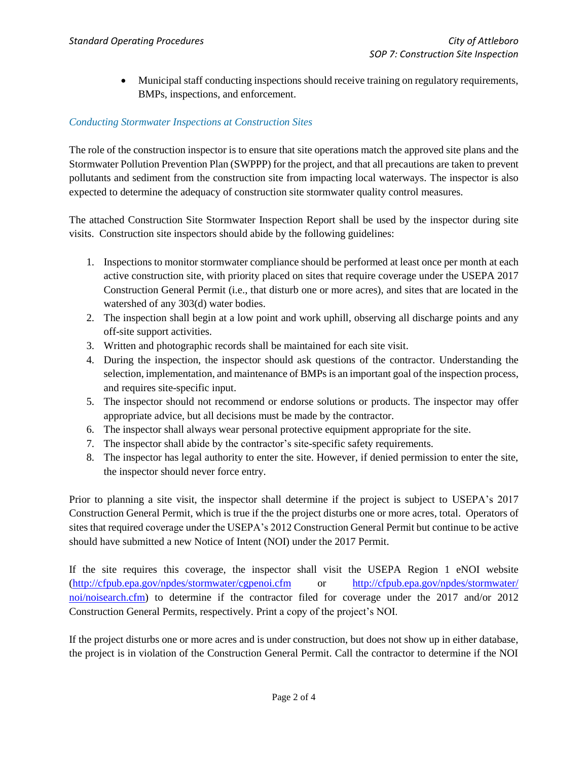- Municipal staff conducting inspections should receive training on regulatory requirements, BMPs, inspections, and enforcement.

### *Conducting Stormwater Inspections at Construction Sites*

The role of the construction inspector is to ensure that site operations match the approved site plans and the Stormwater Pollution Prevention Plan (SWPPP) for the project, and that all precautions are taken to prevent pollutants and sediment from the construction site from impacting local waterways. The inspector is also expected to determine the adequacy of construction site stormwater quality control measures.

The attached Construction Site Stormwater Inspection Report shall be used by the inspector during site visits. Construction site inspectors should abide by the following guidelines:

1. Inspections to monitor stormwater compliance should be performed at least once per month at each active construction site, with priority placed on sites that require coverage under the USEPA 2017 Construction General Permit (i.e., that disturb one or more acres), and sites that are located in the watershed of any 303(d) water bodies.
2. The inspection shall begin at a low point and work uphill, observing all discharge points and any off-site support activities.
3. Written and photographic records shall be maintained for each site visit.
4. During the inspection, the inspector should ask questions of the contractor. Understanding the selection, implementation, and maintenance of BMPs is an important goal of the inspection process, and requires site-specific input.
5. The inspector should not recommend or endorse solutions or products. The inspector may offer appropriate advice, but all decisions must be made by the contractor.
6. The inspector shall always wear personal protective equipment appropriate for the site.
7. The inspector shall abide by the contractor's site-specific safety requirements.
8. The inspector has legal authority to enter the site. However, if denied permission to enter the site, the inspector should never force entry.

Prior to planning a site visit, the inspector shall determine if the project is subject to USEPA's 2017 Construction General Permit, which is true if the the project disturbs one or more acres, total. Operators of sites that required coverage under the USEPA's 2012 Construction General Permit but continue to be active should have submitted a new Notice of Intent (NOI) under the 2017 Permit.

If the site requires this coverage, the inspector shall visit the USEPA Region 1 eNOI website (http://cfpub.epa.gov/npdes/stormwater/cgpenoi.cfm or http://cfpub.epa.gov/npdes/stormwater/noi/noisearch.cfm) to determine if the contractor filed for coverage under the 2017 and/or 2012 Construction General Permits, respectively. Print a copy of the project's NOI.

If the project disturbs one or more acres and is under construction, but does not show up in either database, the project is in violation of the Construction General Permit. Call the contractor to determine if the NOI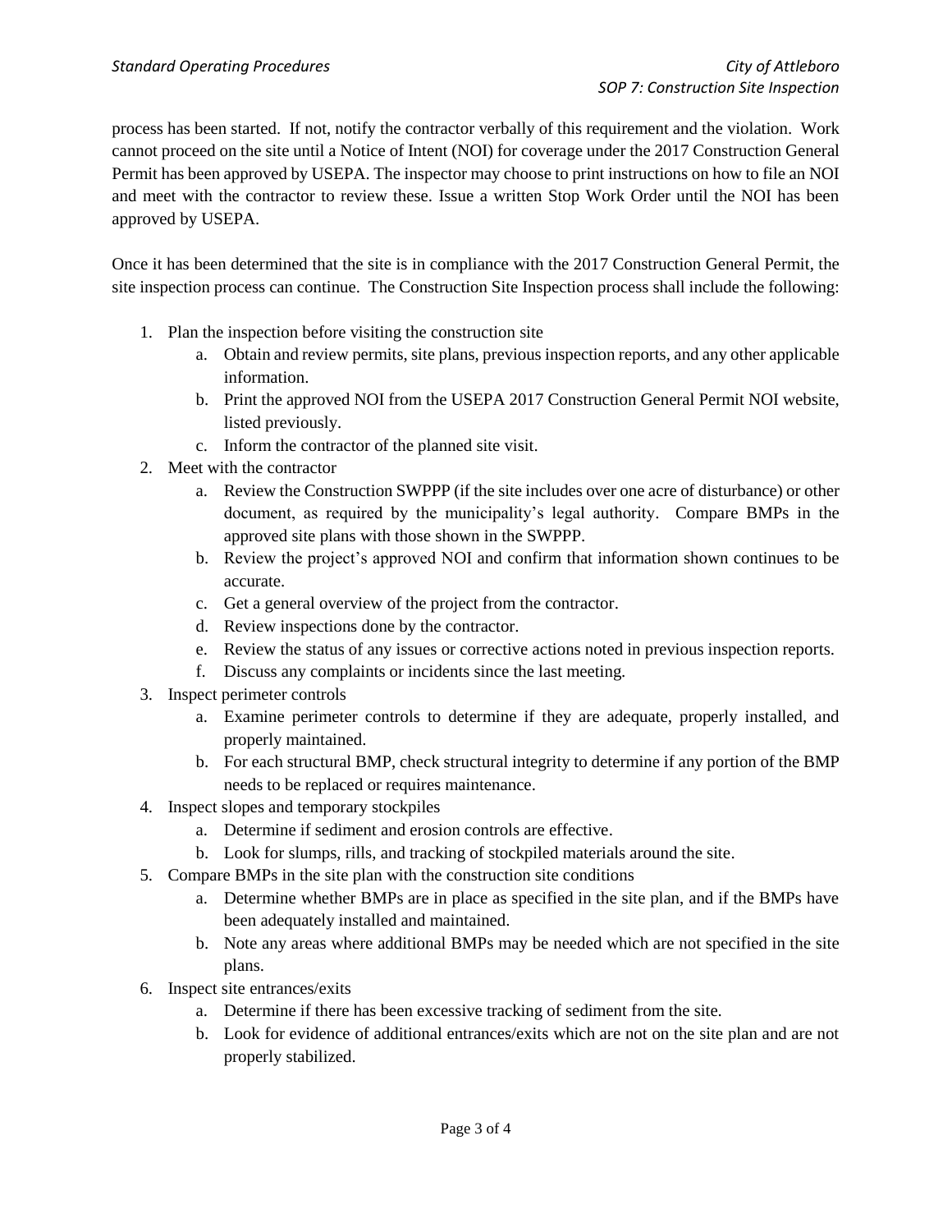process has been started. If not, notify the contractor verbally of this requirement and the violation. Work cannot proceed on the site until a Notice of Intent (NOI) for coverage under the 2017 Construction General Permit has been approved by USEPA. The inspector may choose to print instructions on how to file an NOI and meet with the contractor to review these. Issue a written Stop Work Order until the NOI has been approved by USEPA.

Once it has been determined that the site is in compliance with the 2017 Construction General Permit, the site inspection process can continue. The Construction Site Inspection process shall include the following:

1. Plan the inspection before visiting the construction site
   a. Obtain and review permits, site plans, previous inspection reports, and any other applicable information.
   b. Print the approved NOI from the USEPA 2017 Construction General Permit NOI website, listed previously.
   c. Inform the contractor of the planned site visit.
2. Meet with the contractor
   a. Review the Construction SWPPP (if the site includes over one acre of disturbance) or other document, as required by the municipality's legal authority. Compare BMPs in the approved site plans with those shown in the SWPPP.
   b. Review the project's approved NOI and confirm that information shown continues to be accurate.
   c. Get a general overview of the project from the contractor.
   d. Review inspections done by the contractor.
   e. Review the status of any issues or corrective actions noted in previous inspection reports.
   f. Discuss any complaints or incidents since the last meeting.
3. Inspect perimeter controls
   a. Examine perimeter controls to determine if they are adequate, properly installed, and properly maintained.
   b. For each structural BMP, check structural integrity to determine if any portion of the BMP needs to be replaced or requires maintenance.
4. Inspect slopes and temporary stockpiles
   a. Determine if sediment and erosion controls are effective.
   b. Look for slumps, rills, and tracking of stockpiled materials around the site.
5. Compare BMPs in the site plan with the construction site conditions
   a. Determine whether BMPs are in place as specified in the site plan, and if the BMPs have been adequately installed and maintained.
   b. Note any areas where additional BMPs may be needed which are not specified in the site plans.
6. Inspect site entrances/exits
   a. Determine if there has been excessive tracking of sediment from the site.
   b. Look for evidence of additional entrances/exits which are not on the site plan and are not properly stabilized.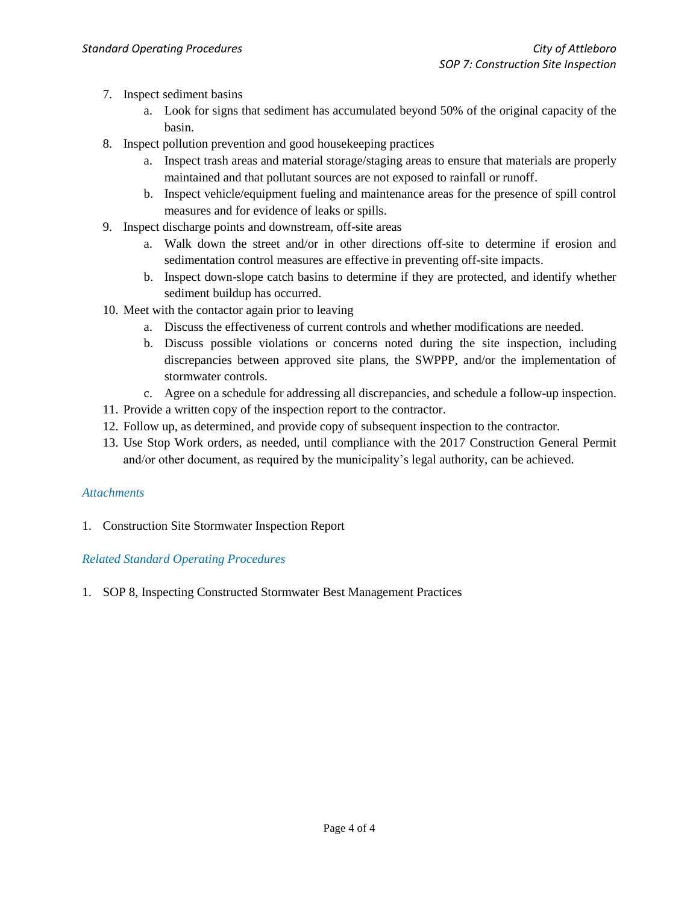7. Inspect sediment basins
   a. Look for signs that sediment has accumulated beyond 50% of the original capacity of the basin.
8. Inspect pollution prevention and good housekeeping practices
   a. Inspect trash areas and material storage/staging areas to ensure that materials are properly maintained and that pollutant sources are not exposed to rainfall or runoff.
   b. Inspect vehicle/equipment fueling and maintenance areas for the presence of spill control measures and for evidence of leaks or spills.
9. Inspect discharge points and downstream, off-site areas
   a. Walk down the street and/or in other directions off-site to determine if erosion and sedimentation control measures are effective in preventing off-site impacts.
   b. Inspect down-slope catch basins to determine if they are protected, and identify whether sediment buildup has occurred.
10. Meet with the contactor again prior to leaving
    a. Discuss the effectiveness of current controls and whether modifications are needed.
    b. Discuss possible violations or concerns noted during the site inspection, including discrepancies between approved site plans, the SWPPP, and/or the implementation of stormwater controls.
    c. Agree on a schedule for addressing all discrepancies, and schedule a follow-up inspection.
11. Provide a written copy of the inspection report to the contractor.
12. Follow up, as determined, and provide copy of subsequent inspection to the contractor.
13. Use Stop Work orders, as needed, until compliance with the 2017 Construction General Permit and/or other document, as required by the municipality's legal authority, can be achieved.

### *Attachments*

1. Construction Site Stormwater Inspection Report

### *Related Standard Operating Procedures*

1. SOP 8, Inspecting Constructed Stormwater Best Management Practices